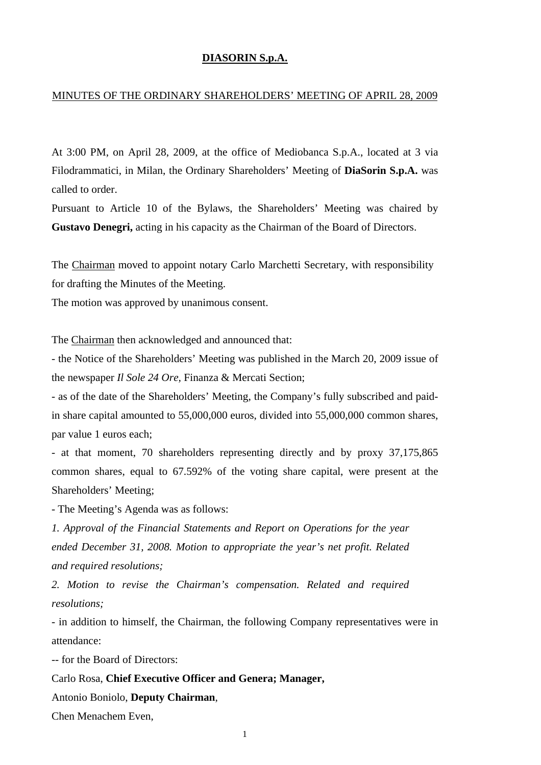**DIASORIN S.p.A.**

MINUTES OF THE ORDINARY SHAREHOLDERS' MEETING OF APRIL 28, 2009

At 3:00 PM, on April 28, 2009, at the office of Mediobanca S.p.A., located at 3 via Filodrammatici, in Milan, the Ordinary Shareholders' Meeting of **DiaSorin S.p.A.** was called to order.

Pursuant to Article 10 of the Bylaws, the Shareholders' Meeting was chaired by **Gustavo Denegri,** acting in his capacity as the Chairman of the Board of Directors.

The Chairman moved to appoint notary Carlo Marchetti Secretary, with responsibility for drafting the Minutes of the Meeting.

The motion was approved by unanimous consent.

The Chairman then acknowledged and announced that:

- the Notice of the Shareholders' Meeting was published in the March 20, 2009 issue of the newspaper *Il Sole 24 Ore*, Finanza & Mercati Section;
- as of the date of the Shareholders' Meeting, the Company's fully subscribed and paid-in share capital amounted to 55,000,000 euros, divided into 55,000,000 common shares, par value 1 euros each;
- at that moment, 70 shareholders representing directly and by proxy 37,175,865 common shares, equal to 67.592% of the voting share capital, were present at the Shareholders' Meeting;
- The Meeting's Agenda was as follows:

*1. Approval of the Financial Statements and Report on Operations for the year ended December 31, 2008. Motion to appropriate the year's net profit. Related and required resolutions;*

*2. Motion to revise the Chairman's compensation. Related and required resolutions;*

- in addition to himself, the Chairman, the following Company representatives were in attendance:

-- for the Board of Directors:

Carlo Rosa, **Chief Executive Officer and Genera; Manager,**

Antonio Boniolo, **Deputy Chairman**,

Chen Menachem Even,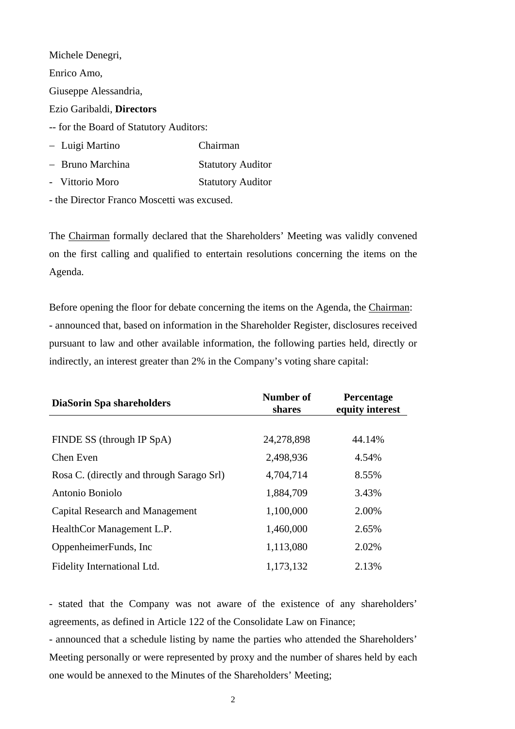Michele Denegri,

Enrico Amo,

Giuseppe Alessandria,

Ezio Garibaldi, **Directors**

-- for the Board of Statutory Auditors:

| | |
|---|---|
| – Luigi Martino | Chairman |
| – Bruno Marchina | Statutory Auditor |
| - Vittorio Moro | Statutory Auditor |

- the Director Franco Moscetti was excused.

The Chairman formally declared that the Shareholders' Meeting was validly convened on the first calling and qualified to entertain resolutions concerning the items on the Agenda.

Before opening the floor for debate concerning the items on the Agenda, the Chairman:
- announced that, based on information in the Shareholder Register, disclosures received pursuant to law and other available information, the following parties held, directly or indirectly, an interest greater than 2% in the Company's voting share capital:

| DiaSorin Spa shareholders | Number of shares | Percentage equity interest |
|---|---|---|
| FINDE SS (through IP SpA) | 24,278,898 | 44.14% |
| Chen Even | 2,498,936 | 4.54% |
| Rosa C. (directly and through Sarago Srl) | 4,704,714 | 8.55% |
| Antonio Boniolo | 1,884,709 | 3.43% |
| Capital Research and Management | 1,100,000 | 2.00% |
| HealthCor Management L.P. | 1,460,000 | 2.65% |
| OppenheimerFunds, Inc | 1,113,080 | 2.02% |
| Fidelity International Ltd. | 1,173,132 | 2.13% |

- stated that the Company was not aware of the existence of any shareholders' agreements, as defined in Article 122 of the Consolidate Law on Finance;
- announced that a schedule listing by name the parties who attended the Shareholders' Meeting personally or were represented by proxy and the number of shares held by each one would be annexed to the Minutes of the Shareholders' Meeting;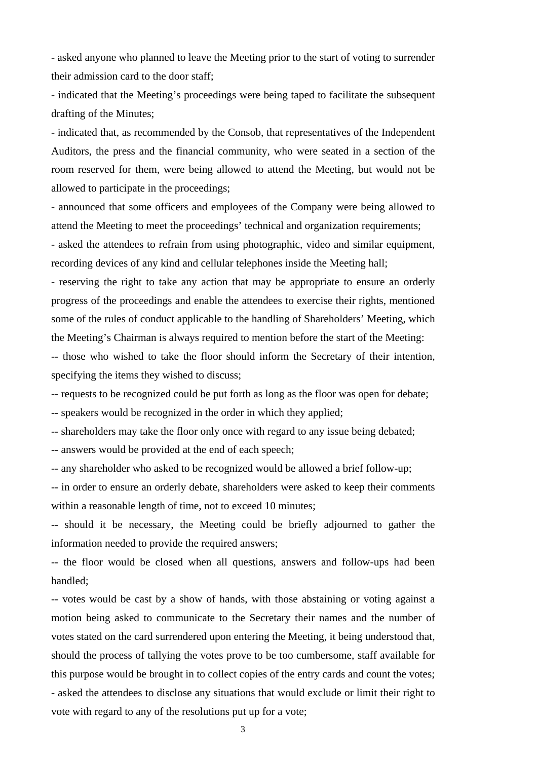- asked anyone who planned to leave the Meeting prior to the start of voting to surrender their admission card to the door staff;

- indicated that the Meeting's proceedings were being taped to facilitate the subsequent drafting of the Minutes;

- indicated that, as recommended by the Consob, that representatives of the Independent Auditors, the press and the financial community, who were seated in a section of the room reserved for them, were being allowed to attend the Meeting, but would not be allowed to participate in the proceedings;

- announced that some officers and employees of the Company were being allowed to attend the Meeting to meet the proceedings' technical and organization requirements;

- asked the attendees to refrain from using photographic, video and similar equipment, recording devices of any kind and cellular telephones inside the Meeting hall;

- reserving the right to take any action that may be appropriate to ensure an orderly progress of the proceedings and enable the attendees to exercise their rights, mentioned some of the rules of conduct applicable to the handling of Shareholders' Meeting, which the Meeting's Chairman is always required to mention before the start of the Meeting:

-- those who wished to take the floor should inform the Secretary of their intention, specifying the items they wished to discuss;

-- requests to be recognized could be put forth as long as the floor was open for debate;

-- speakers would be recognized in the order in which they applied;

-- shareholders may take the floor only once with regard to any issue being debated;

-- answers would be provided at the end of each speech;

-- any shareholder who asked to be recognized would be allowed a brief follow-up;

-- in order to ensure an orderly debate, shareholders were asked to keep their comments within a reasonable length of time, not to exceed 10 minutes;

-- should it be necessary, the Meeting could be briefly adjourned to gather the information needed to provide the required answers;

-- the floor would be closed when all questions, answers and follow-ups had been handled;

-- votes would be cast by a show of hands, with those abstaining or voting against a motion being asked to communicate to the Secretary their names and the number of votes stated on the card surrendered upon entering the Meeting, it being understood that, should the process of tallying the votes prove to be too cumbersome, staff available for this purpose would be brought in to collect copies of the entry cards and count the votes;

- asked the attendees to disclose any situations that would exclude or limit their right to vote with regard to any of the resolutions put up for a vote;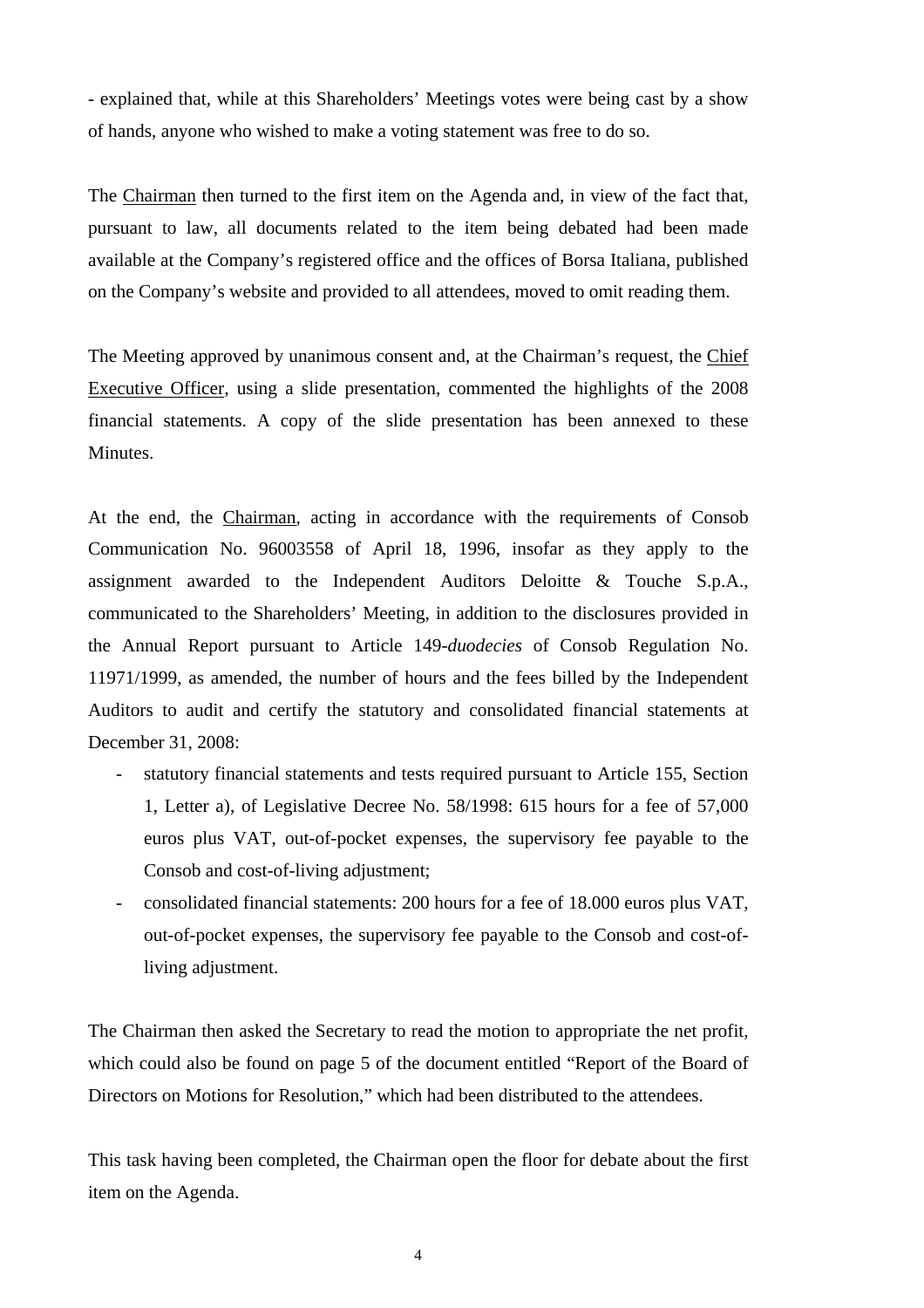- explained that, while at this Shareholders' Meetings votes were being cast by a show of hands, anyone who wished to make a voting statement was free to do so.

The Chairman then turned to the first item on the Agenda and, in view of the fact that, pursuant to law, all documents related to the item being debated had been made available at the Company's registered office and the offices of Borsa Italiana, published on the Company's website and provided to all attendees, moved to omit reading them.

The Meeting approved by unanimous consent and, at the Chairman's request, the Chief Executive Officer, using a slide presentation, commented the highlights of the 2008 financial statements. A copy of the slide presentation has been annexed to these Minutes.

At the end, the Chairman, acting in accordance with the requirements of Consob Communication No. 96003558 of April 18, 1996, insofar as they apply to the assignment awarded to the Independent Auditors Deloitte & Touche S.p.A., communicated to the Shareholders' Meeting, in addition to the disclosures provided in the Annual Report pursuant to Article 149-*duodecies* of Consob Regulation No. 11971/1999, as amended, the number of hours and the fees billed by the Independent Auditors to audit and certify the statutory and consolidated financial statements at December 31, 2008:

- statutory financial statements and tests required pursuant to Article 155, Section 1, Letter a), of Legislative Decree No. 58/1998: 615 hours for a fee of 57,000 euros plus VAT, out-of-pocket expenses, the supervisory fee payable to the Consob and cost-of-living adjustment;
- consolidated financial statements: 200 hours for a fee of 18.000 euros plus VAT, out-of-pocket expenses, the supervisory fee payable to the Consob and cost-of-living adjustment.

The Chairman then asked the Secretary to read the motion to appropriate the net profit, which could also be found on page 5 of the document entitled "Report of the Board of Directors on Motions for Resolution," which had been distributed to the attendees.

This task having been completed, the Chairman open the floor for debate about the first item on the Agenda.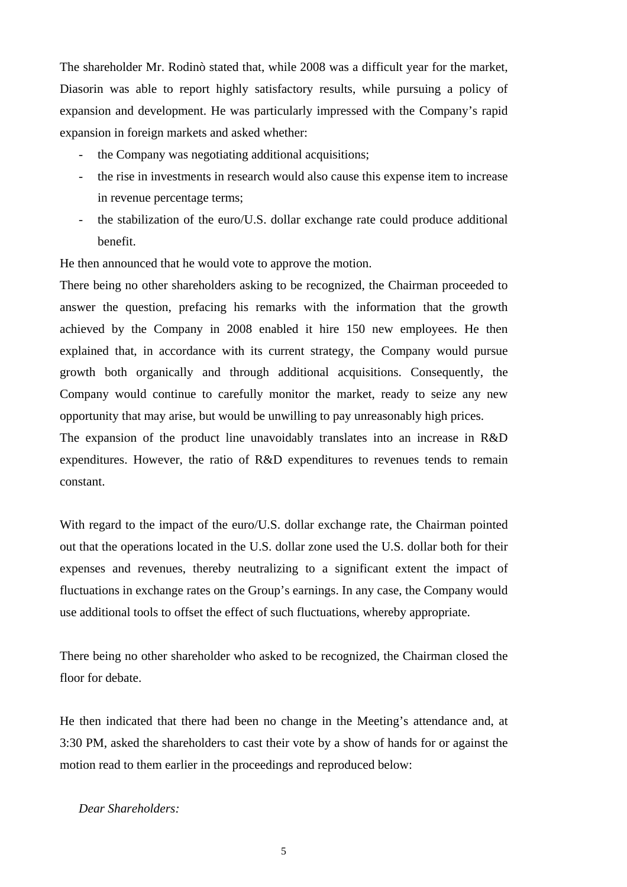The shareholder Mr. Rodinò stated that, while 2008 was a difficult year for the market, Diasorin was able to report highly satisfactory results, while pursuing a policy of expansion and development. He was particularly impressed with the Company's rapid expansion in foreign markets and asked whether:

- the Company was negotiating additional acquisitions;
- the rise in investments in research would also cause this expense item to increase in revenue percentage terms;
- the stabilization of the euro/U.S. dollar exchange rate could produce additional benefit.

He then announced that he would vote to approve the motion.

There being no other shareholders asking to be recognized, the Chairman proceeded to answer the question, prefacing his remarks with the information that the growth achieved by the Company in 2008 enabled it hire 150 new employees. He then explained that, in accordance with its current strategy, the Company would pursue growth both organically and through additional acquisitions. Consequently, the Company would continue to carefully monitor the market, ready to seize any new opportunity that may arise, but would be unwilling to pay unreasonably high prices.

The expansion of the product line unavoidably translates into an increase in R&D expenditures. However, the ratio of R&D expenditures to revenues tends to remain constant.

With regard to the impact of the euro/U.S. dollar exchange rate, the Chairman pointed out that the operations located in the U.S. dollar zone used the U.S. dollar both for their expenses and revenues, thereby neutralizing to a significant extent the impact of fluctuations in exchange rates on the Group's earnings. In any case, the Company would use additional tools to offset the effect of such fluctuations, whereby appropriate.

There being no other shareholder who asked to be recognized, the Chairman closed the floor for debate.

He then indicated that there had been no change in the Meeting's attendance and, at 3:30 PM, asked the shareholders to cast their vote by a show of hands for or against the motion read to them earlier in the proceedings and reproduced below:

*Dear Shareholders:*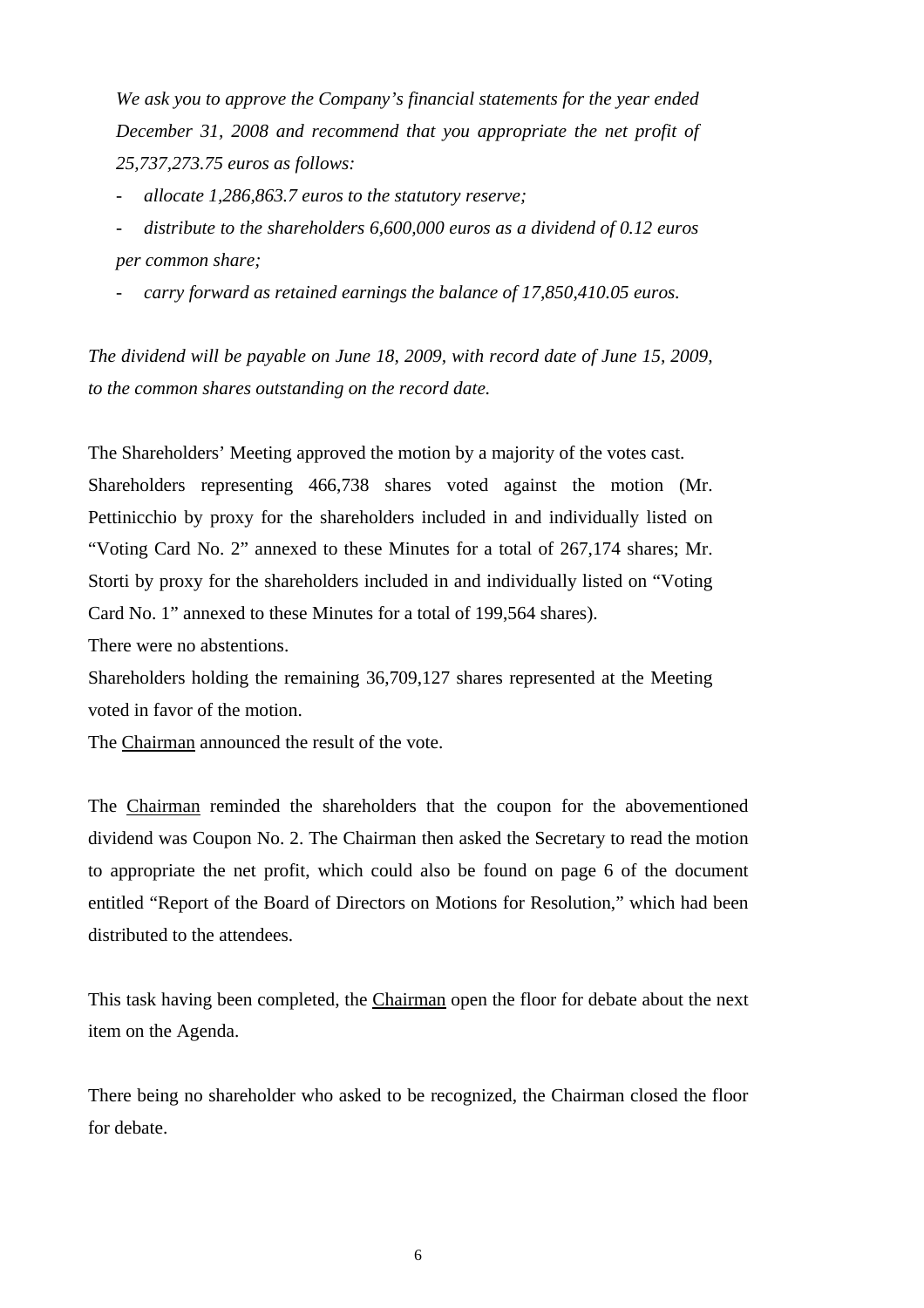*We ask you to approve the Company's financial statements for the year ended December 31, 2008 and recommend that you appropriate the net profit of 25,737,273.75 euros as follows:*

- *allocate 1,286,863.7 euros to the statutory reserve;*
- *distribute to the shareholders 6,600,000 euros as a dividend of 0.12 euros per common share;*
- *carry forward as retained earnings the balance of 17,850,410.05 euros.*

*The dividend will be payable on June 18, 2009, with record date of June 15, 2009, to the common shares outstanding on the record date.*

The Shareholders' Meeting approved the motion by a majority of the votes cast.
Shareholders representing 466,738 shares voted against the motion (Mr. Pettinicchio by proxy for the shareholders included in and individually listed on "Voting Card No. 2" annexed to these Minutes for a total of 267,174 shares; Mr. Storti by proxy for the shareholders included in and individually listed on "Voting Card No. 1" annexed to these Minutes for a total of 199,564 shares).
There were no abstentions.
Shareholders holding the remaining 36,709,127 shares represented at the Meeting voted in favor of the motion.
The Chairman announced the result of the vote.

The Chairman reminded the shareholders that the coupon for the abovementioned dividend was Coupon No. 2. The Chairman then asked the Secretary to read the motion to appropriate the net profit, which could also be found on page 6 of the document entitled "Report of the Board of Directors on Motions for Resolution," which had been distributed to the attendees.

This task having been completed, the Chairman open the floor for debate about the next item on the Agenda.

There being no shareholder who asked to be recognized, the Chairman closed the floor for debate.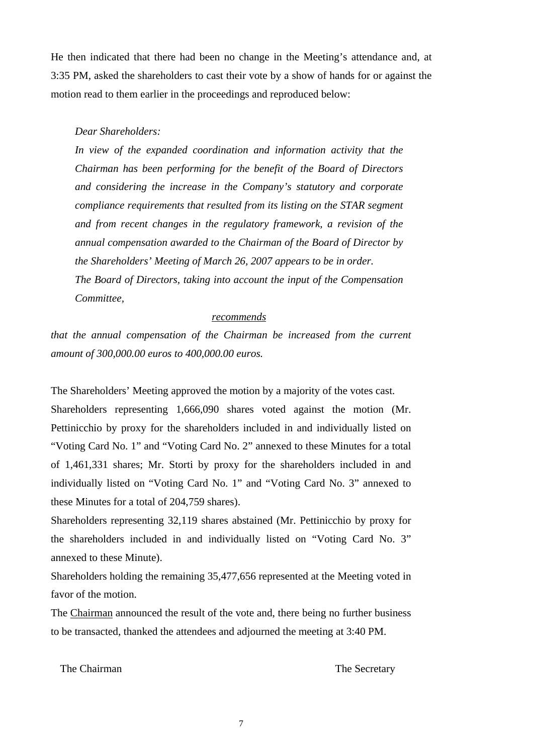He then indicated that there had been no change in the Meeting's attendance and, at 3:35 PM, asked the shareholders to cast their vote by a show of hands for or against the motion read to them earlier in the proceedings and reproduced below:

> *Dear Shareholders:*
>
> *In view of the expanded coordination and information activity that the Chairman has been performing for the benefit of the Board of Directors and considering the increase in the Company's statutory and corporate compliance requirements that resulted from its listing on the STAR segment and from recent changes in the regulatory framework, a revision of the annual compensation awarded to the Chairman of the Board of Director by the Shareholders' Meeting of March 26, 2007 appears to be in order.*
>
> *The Board of Directors, taking into account the input of the Compensation Committee,*

<u>*recommends*</u>

*that the annual compensation of the Chairman be increased from the current amount of 300,000.00 euros to 400,000.00 euros.*

The Shareholders' Meeting approved the motion by a majority of the votes cast.

Shareholders representing 1,666,090 shares voted against the motion (Mr. Pettinicchio by proxy for the shareholders included in and individually listed on "Voting Card No. 1" and "Voting Card No. 2" annexed to these Minutes for a total of 1,461,331 shares; Mr. Storti by proxy for the shareholders included in and individually listed on "Voting Card No. 1" and "Voting Card No. 3" annexed to these Minutes for a total of 204,759 shares).

Shareholders representing 32,119 shares abstained (Mr. Pettinicchio by proxy for the shareholders included in and individually listed on "Voting Card No. 3" annexed to these Minute).

Shareholders holding the remaining 35,477,656 represented at the Meeting voted in favor of the motion.

The <u>Chairman</u> announced the result of the vote and, there being no further business to be transacted, thanked the attendees and adjourned the meeting at 3:40 PM.

The Chairman

The Secretary